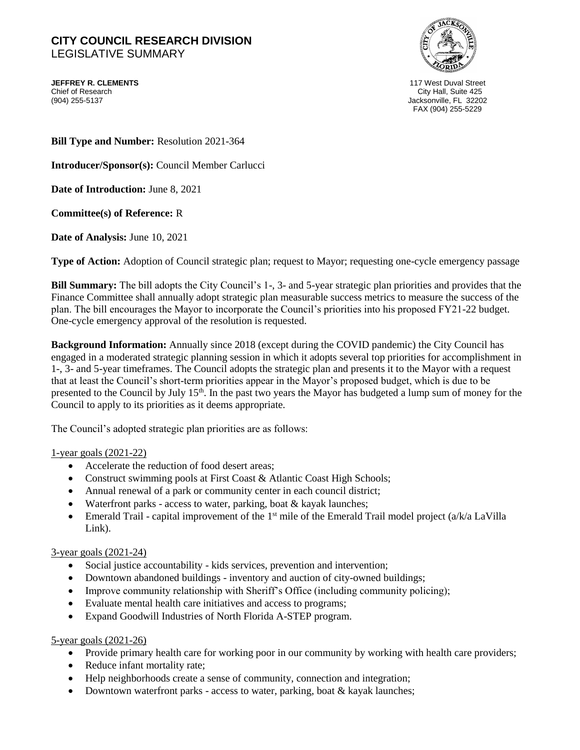# CITY COUNCIL RESEARCH DIVISION
LEGISLATIVE SUMMARY

**JEFFREY R. CLEMENTS**
Chief of Research
(904) 255-5137

117 West Duval Street
City Hall, Suite 425
Jacksonville, FL 32202
FAX (904) 255-5229

**Bill Type and Number:** Resolution 2021-364

**Introducer/Sponsor(s):** Council Member Carlucci

**Date of Introduction:** June 8, 2021

**Committee(s) of Reference:** R

**Date of Analysis:** June 10, 2021

**Type of Action:** Adoption of Council strategic plan; request to Mayor; requesting one-cycle emergency passage

**Bill Summary:** The bill adopts the City Council's 1-, 3- and 5-year strategic plan priorities and provides that the Finance Committee shall annually adopt strategic plan measurable success metrics to measure the success of the plan. The bill encourages the Mayor to incorporate the Council's priorities into his proposed FY21-22 budget. One-cycle emergency approval of the resolution is requested.

**Background Information:** Annually since 2018 (except during the COVID pandemic) the City Council has engaged in a moderated strategic planning session in which it adopts several top priorities for accomplishment in 1-, 3- and 5-year timeframes. The Council adopts the strategic plan and presents it to the Mayor with a request that at least the Council's short-term priorities appear in the Mayor's proposed budget, which is due to be presented to the Council by July 15th. In the past two years the Mayor has budgeted a lump sum of money for the Council to apply to its priorities as it deems appropriate.

The Council's adopted strategic plan priorities are as follows:

1-year goals (2021-22)

- Accelerate the reduction of food desert areas;
- Construct swimming pools at First Coast & Atlantic Coast High Schools;
- Annual renewal of a park or community center in each council district;
- Waterfront parks - access to water, parking, boat & kayak launches;
- Emerald Trail - capital improvement of the 1st mile of the Emerald Trail model project (a/k/a LaVilla Link).

3-year goals (2021-24)

- Social justice accountability - kids services, prevention and intervention;
- Downtown abandoned buildings - inventory and auction of city-owned buildings;
- Improve community relationship with Sheriff's Office (including community policing);
- Evaluate mental health care initiatives and access to programs;
- Expand Goodwill Industries of North Florida A-STEP program.

5-year goals (2021-26)

- Provide primary health care for working poor in our community by working with health care providers;
- Reduce infant mortality rate;
- Help neighborhoods create a sense of community, connection and integration;
- Downtown waterfront parks - access to water, parking, boat & kayak launches;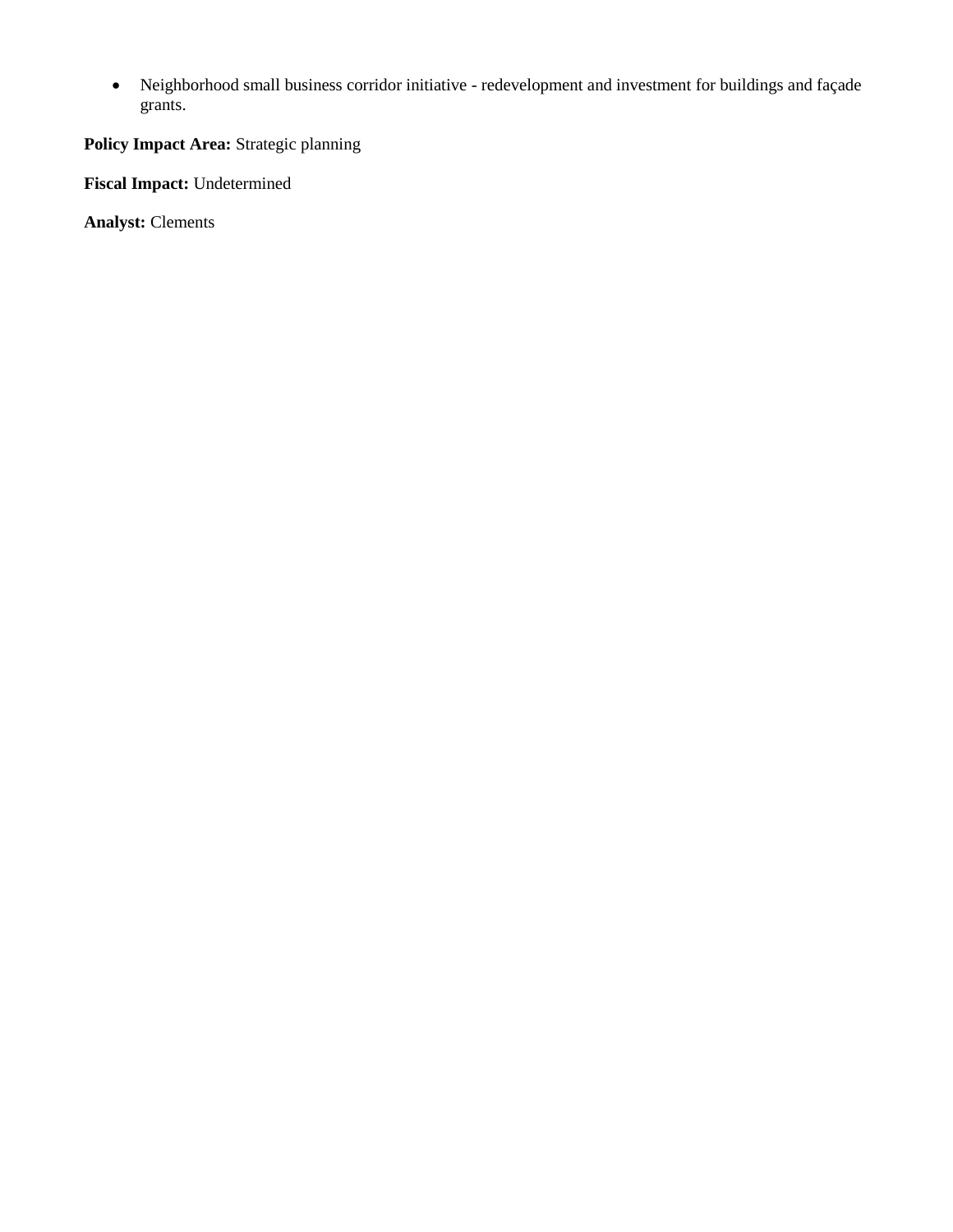- Neighborhood small business corridor initiative - redevelopment and investment for buildings and façade grants.

**Policy Impact Area:** Strategic planning

**Fiscal Impact:** Undetermined

**Analyst:** Clements